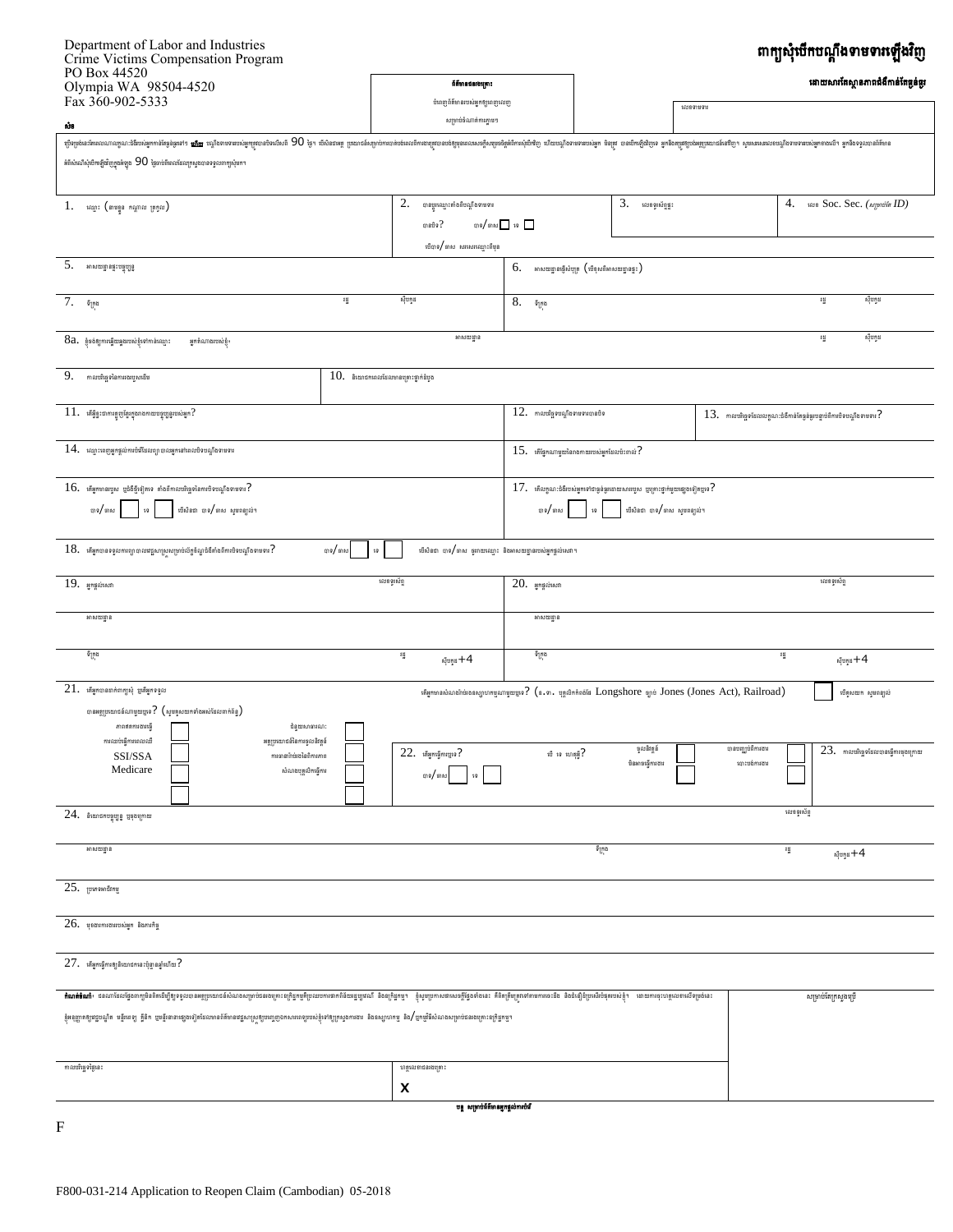Department of Labor and Industries
Crime Victims Compensation Program
PO Box 44520
Olympia WA 98504-4520
Fax 360-902-5333

# ពាក្យសុំបើកបណ្ដឹងទាមទារឡើងវិញ

**ដោយសារតែស្ថានភាពជំងឺកាន់តែធ្ងន់ធ្ងរ**

**ព័ត៌មានផលប្រយោជន៍**

បំពេញព័ត៌មានរបស់អ្នកឲ្យពេញលេញ

សម្រាប់ទំហំក្រដាសតូច។

លេខទាមទារ

**សំខាន់**

ពាក្យសុំនេះដាក់ស្នើឡើងតែនៅក្នុងករណីដែលស្ថានភាពរបស់អ្នកកាន់តែធ្ងន់ធ្ងរទៅៗ **ចំណាំ** បណ្ដឹងទាមទាររបស់អ្នកត្រូវបានបិទលើសពី 90 ថ្ងៃ។ បើសិនជាអ្នក ប្រលានល័ត្រត្រូវបានបិទហើយ អ្នកមិនអាចស្នើសុំបើកបណ្ដឹងទាមទាររបស់អ្នក មិនអាច បានបើកឡើងវិញ។ សូមពិនិត្យមើលការជូនដំណឹងចុងក្រោយ។ អ្នកអាចនឹងទទួលបានសិទ្ធិសុំពិចារណាឡើងវិញក្នុងរយៈពេល 90 ថ្ងៃបន្ទាប់ពីកាលបរិច្ឆេទនៃការជូនដំណឹង។

| | | | |
|---|---|---|---|
| 1. ឈ្មោះ (នាមខ្លួន កណ្ដាល ត្រកូល) | 2. បានប្ដូរឈ្មោះតាំងពីបណ្ដឹងទាមទារបានបិទ? បាទ/ចាស ☐ ទេ ☐ បើបាទ/ចាស សូមសរសេរឈ្មោះពីមុន | 3. លេខទូរស័ព្ទផ្ទះ | 4. លេខ Soc. Sec. (*ស្រេចចិត្ត ID*) |
| 5. អាសយដ្ឋានផ្ទះបច្ចុប្បន្ន | | 6. អាសយដ្ឋានផ្ញើសំបុត្រ (បើខុសពីអាសយដ្ឋានផ្ទះ) | |
| 7. ទីក្រុង រដ្ឋ ល៉ិបកូដ | | 8. ទីក្រុង រដ្ឋ ល៉ិបកូដ | |
| 8a. ខ្ញុំចង់ឲ្យការផ្ញើរបស់ខ្ញុំទៅកាន់ឈ្មោះ អ្នកតំណាងរបស់ខ្ញុំ | អាសយដ្ឋាន | រដ្ឋ | ល៉ិបកូដ |
| 9. កាលបរិច្ឆេទនៃការរងរបួសដើម | 10. ទីតាំងកន្លែងបានកើតហេតុ | | |
| 11. តើផ្នែករាងកាយណាមួយត្រូវរងរបួស? | | 12. កាលបរិច្ឆេទបណ្ដឹងទាមទារបានបិទ | 13. កាលបរិច្ឆេទដែលលក្ខណៈជំងឺកាន់តែធ្ងន់ធ្ងរបន្ទាប់ពីការបិទបណ្ដឹងទាមទារ? |
| 14. ឈ្មោះវេជ្ជបណ្ឌិតដែលព្យាបាលអ្នកនៅពេលបិទបណ្ដឹងទាមទារ | | 15. តើផ្នែកណាមួយរបស់អ្នកដែលបាច់ការ? | |
| 16. តើអ្នកបានរងរបួស ឬជំងឺថ្មីទៀតទេ តាំងពីកាលបរិច្ឆេទនៃការបិទបណ្ដឹងទាមទារ? បាទ/ចាស ☐ ទេ ☐ បើសិនជា បាទ/ចាស សូមពន្យល់។ | | 17. តើលក្ខណៈជំងឺរបស់អ្នកទៅជាធ្ងន់ធ្ងរដោយសារការរងរបួស ឬគ្រោះថ្នាក់ណាមួយផ្សេងទៀតទេ? បាទ/ចាស ☐ ទេ ☐ បើសិនជា បាទ/ចាស សូមពន្យល់។ | |
| 18. តើអ្នកបានទទួលការព្យាបាលវេជ្ជសាស្ត្រសម្រាប់ជំងឺណាមួយតាំងពីការបិទបណ្ដឹងទាមទារ? បាទ/ចាស ☐ ទេ ☐ បើសិនជា បាទ/ចាស ផ្ដល់ឈ្មោះ និងអាសយដ្ឋានរបស់អ្នកផ្ដល់សេវា។ | | | |
| 19. អ្នកផ្ដល់សេវា លេខទូរស័ព្ទ | | 20. អ្នកផ្ដល់សេវា លេខទូរស័ព្ទ | |
| អាសយដ្ឋាន | | អាសយដ្ឋាន | |
| ទីក្រុង រដ្ឋ ល៉ិបកូដ+4 | | ទីក្រុង រដ្ឋ ល៉ិបកូដ+4 | |

21. តើអ្នកបានដាក់ពាក្យសុំ ឬតើអ្នកទទួលបានអត្ថប្រយោជន៍ណាមួយទេ? (សូមគូសលើចម្លើយដែលអនុវត្ត)

| | | | |
|---|---|---|---|
| ធានារ៉ាប់រងសុខភាព ☐ | ជំនួយសាធារណៈ ☐ | SSI/SSA ☐ | ការធានារ៉ាប់រងដែលជាប់ពាក់ព័ន្ធនឹងការងារ ☐ |
| ការគាំពារពិការភាពរយៈពេលខ្លី ☐ | អត្ថប្រយោជន៍នៃការធ្វើការរបស់អ្នកនៅរាជរដ្ឋាភិបាល ☐ | Medicare ☐ | សំណងគ្មានការងារធ្វើ ☐ |
| ☐ | | | |

តើអ្នកកំពុងទាមទារប្រាក់សំណងនៅក្រោមច្បាប់ណាមួយទេ? (ឧ. ច. បុគ្គលិកកំពង់ផែ Longshore ច្បាប់ Jones (Jones Act), Railroad) ☐ បើសិនជា បាទ សូមពន្យល់

| | | | | |
|---|---|---|---|---|
| 22. តើអ្នកធ្វើការទេ? បាទ/ចាស ☐ ទេ ☐ | បើ ទេ ហេតុអ្វី? | ចូលនិវត្តន៍ ☐ មិនអាចធ្វើការបាន ☐ | បានបញ្ឈប់ពីការងារ ☐ ឈប់ពីការងារ ☐ | 23. កាលបរិច្ឆេទដែលបានធ្វើការចុងក្រោយ |
| 24. និយោជកបច្ចុប្បន្ន ឬចុងក្រោយ | | | | លេខទូរស័ព្ទ |
| អាសយដ្ឋាន | ទីក្រុង | | រដ្ឋ | ល៉ិបកូដ+4 |

25. ប្រភេទអាជីវកម្ម

26. មុខងារការងាររបស់អ្នក និងភារកិច្ច

27. តើអ្នកធ្វើការឲ្យនិយោជកនេះប៉ុន្មានឆ្នាំហើយ?

**កំណត់ចំណាំ៖** ដោយការដែលខ្ញុំបានដឹងថាការផ្ដល់ព័ត៌មានមិនពិតដើម្បីទទួលបានអត្ថប្រយោជន៍សំណងសម្រាប់ជនរងគ្រោះគឺជាឧក្រិដ្ឋកម្ម និងអាចត្រូវបានផ្ដន្ទាទោសតាមផ្លូវច្បាប់ ខ្ញុំសូមប្រកាសថាសេចក្ដីថ្លែងទាំងនេះ គឺពិតត្រឹមត្រូវតាមការយល់ដឹងរបស់ខ្ញុំ។ ដោយការចុះហត្ថលេខាលើឯកសារនេះ ខ្ញុំអនុញ្ញាតឲ្យវេជ្ជបណ្ឌិត មន្ទីរពេទ្យ គ្លីនិក ឬអ្នកផ្ដល់សេវាផ្សេងទៀតផ្ដល់ព័ត៌មានវេជ្ជសាស្ត្រពាក់ព័ន្ធនឹងការរងរបួសរបស់ខ្ញុំទៅក្រសួងការងារ និងឧស្សាហកម្ម និង/ឬកម្មវិធីសំណងសម្រាប់ជនរងគ្រោះពីឧក្រិដ្ឋកម្ម។

សម្រាប់តែក្រសួងប៉ុណ្ណោះ

| | |
|---|---|
| កាលបរិច្ឆេទថ្ងៃនេះ | ហត្ថលេខាជនរងគ្រោះ<br>X |

**ចម្លង សម្រាប់ព័ត៌មានអ្នកផ្ដល់ការងារ**

F

F800-031-214 Application to Reopen Claim (Cambodian) 05-2018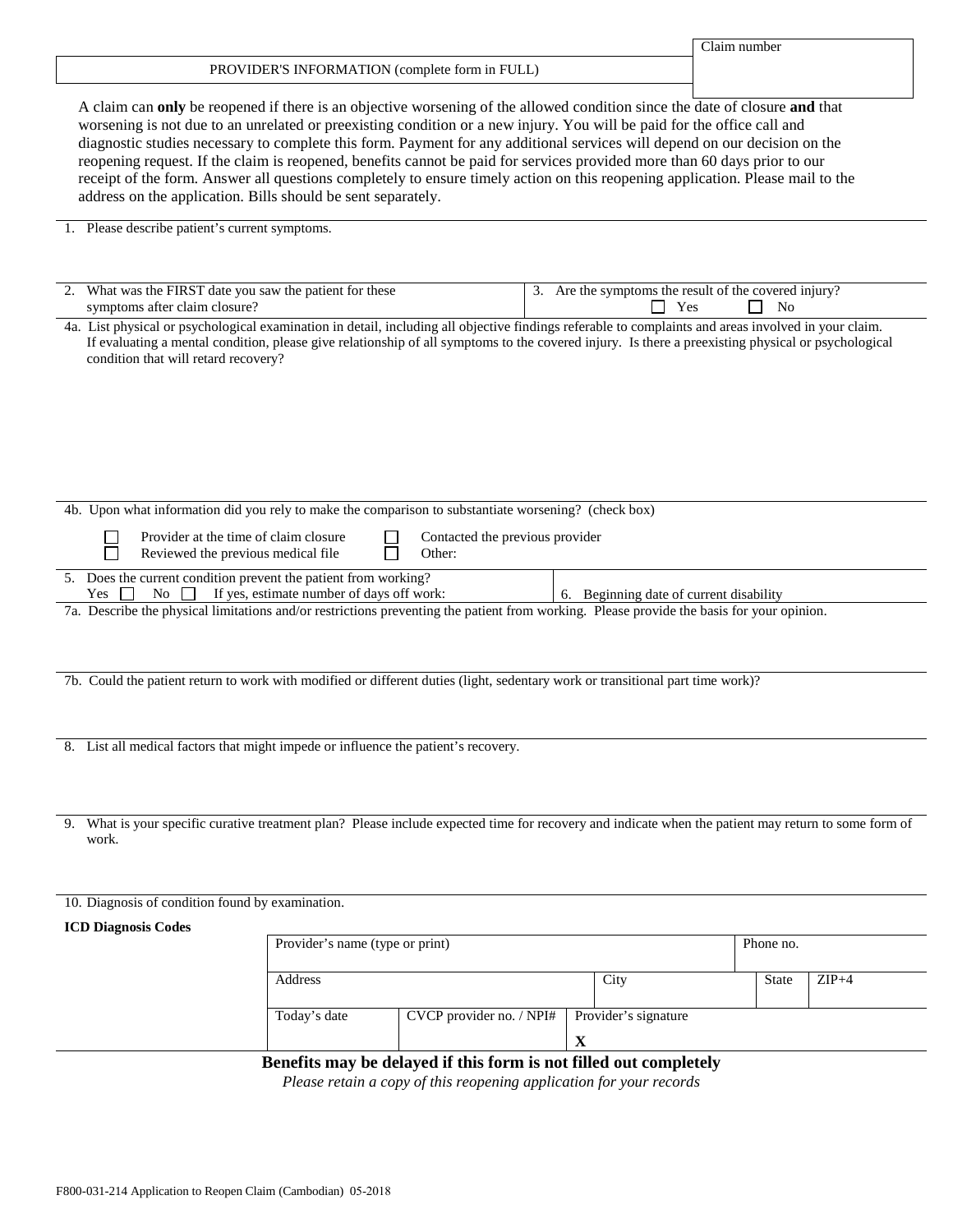Claim number

PROVIDER'S INFORMATION (complete form in FULL)

A claim can **only** be reopened if there is an objective worsening of the allowed condition since the date of closure **and** that worsening is not due to an unrelated or preexisting condition or a new injury. You will be paid for the office call and diagnostic studies necessary to complete this form. Payment for any additional services will depend on our decision on the reopening request. If the claim is reopened, benefits cannot be paid for services provided more than 60 days prior to our receipt of the form. Answer all questions completely to ensure timely action on this reopening application. Please mail to the address on the application. Bills should be sent separately.

1. Please describe patient's current symptoms.

2. What was the FIRST date you saw the patient for these symptoms after claim closure?

3. Are the symptoms the result of the covered injury? ☐ Yes ☐ No

4a. List physical or psychological examination in detail, including all objective findings referable to complaints and areas involved in your claim. If evaluating a mental condition, please give relationship of all symptoms to the covered injury. Is there a preexisting physical or psychological condition that will retard recovery?

4b. Upon what information did you rely to make the comparison to substantiate worsening? (check box)

☐ Provider at the time of claim closure ☐ Contacted the previous provider
☐ Reviewed the previous medical file ☐ Other:

5. Does the current condition prevent the patient from working?
Yes ☐ No ☐ If yes, estimate number of days off work:

6. Beginning date of current disability

7a. Describe the physical limitations and/or restrictions preventing the patient from working. Please provide the basis for your opinion.

7b. Could the patient return to work with modified or different duties (light, sedentary work or transitional part time work)?

8. List all medical factors that might impede or influence the patient's recovery.

9. What is your specific curative treatment plan? Please include expected time for recovery and indicate when the patient may return to some form of work.

10. Diagnosis of condition found by examination.

**ICD Diagnosis Codes**

| | | | | |
|---|---|---|---|---|
| Provider's name (type or print) | | | Phone no. | |
| Address | | City | State | ZIP+4 |
| Today's date | CVCP provider no. / NPI# | Provider's signature<br>X | | |

**Benefits may be delayed if this form is not filled out completely**

*Please retain a copy of this reopening application for your records*

F800-031-214 Application to Reopen Claim (Cambodian) 05-2018